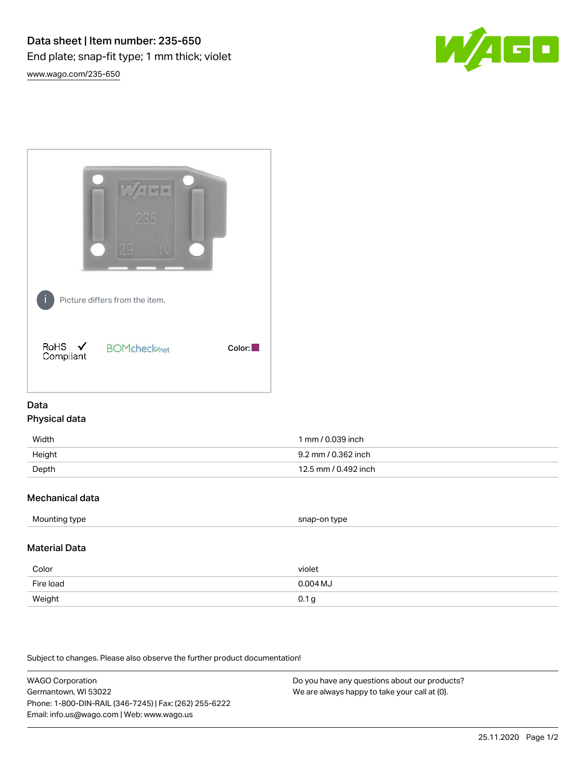# Data sheet | Item number: 235-650

End plate; snap-fit type; 1 mm thick; violet

www.wago.com/235-650

Picture differs from the item.

RoHS ✓ Compliant

BOMcheck.net

Color:

## Data

### Physical data

| | |
|---|---|
| Width | 1 mm / 0.039 inch |
| Height | 9.2 mm / 0.362 inch |
| Depth | 12.5 mm / 0.492 inch |

### Mechanical data

| | |
|---|---|
| Mounting type | snap-on type |

### Material Data

| | |
|---|---|
| Color | violet |
| Fire load | 0.004 MJ |
| Weight | 0.1 g |

Subject to changes. Please also observe the further product documentation!

WAGO Corporation
Germantown, WI 53022
Phone: 1-800-DIN-RAIL (346-7245) | Fax: (262) 255-6222
Email: info.us@wago.com | Web: www.wago.us

Do you have any questions about our products?
We are always happy to take your call at {0}.

25.11.2020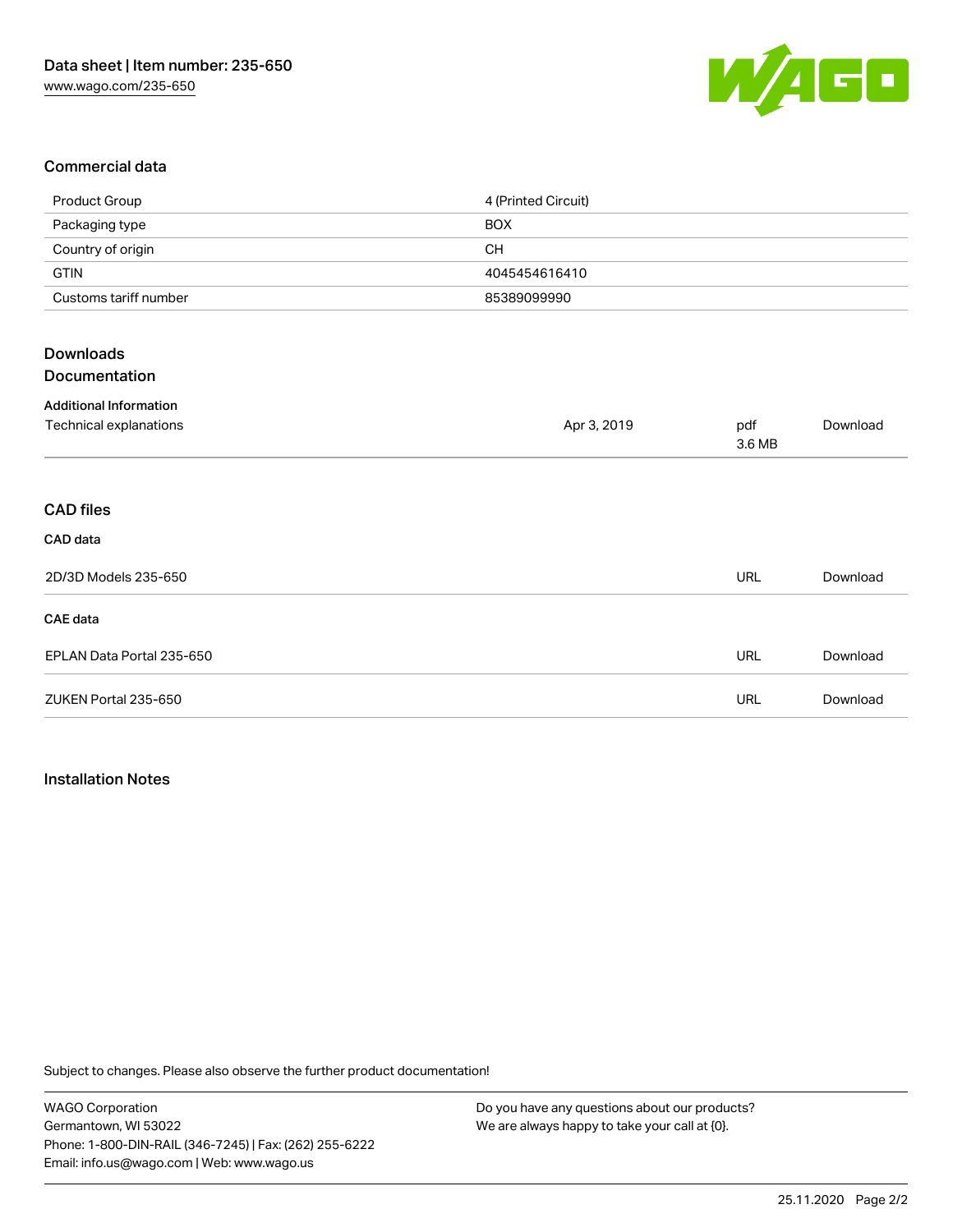## Commercial data

| | |
|---|---|
| Product Group | 4 (Printed Circuit) |
| Packaging type | BOX |
| Country of origin | CH |
| GTIN | 4045454616410 |
| Customs tariff number | 85389099990 |

## Downloads

## Documentation

**Additional Information**

| | | | |
|---|---|---|---|
| Technical explanations | Apr 3, 2019 | pdf 3.6 MB | Download |

## CAD files

**CAD data**

| | | |
|---|---|---|
| 2D/3D Models 235-650 | URL | Download |

**CAE data**

| | | |
|---|---|---|
| EPLAN Data Portal 235-650 | URL | Download |
| ZUKEN Portal 235-650 | URL | Download |

## Installation Notes

Subject to changes. Please also observe the further product documentation!

WAGO Corporation
Germantown, WI 53022
Phone: 1-800-DIN-RAIL (346-7245) | Fax: (262) 255-6222
Email: info.us@wago.com | Web: www.wago.us

Do you have any questions about our products?
We are always happy to take your call at {0}.